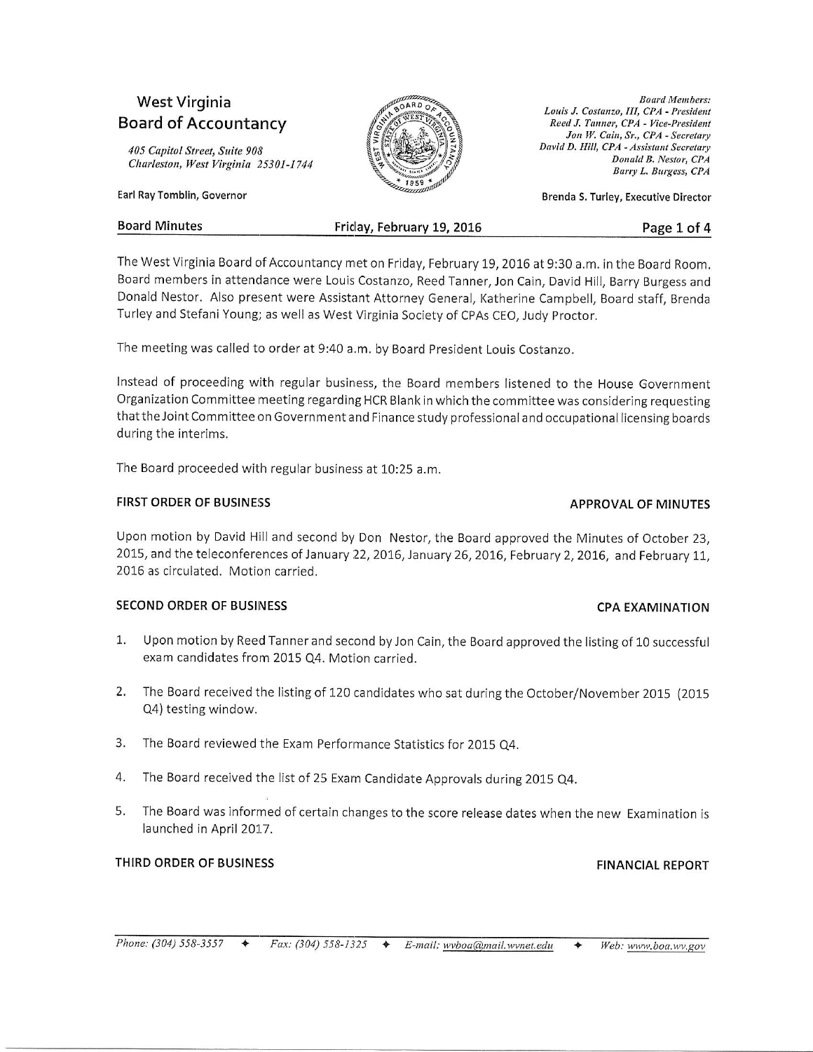# West Virginia Board of Accountancy

*405 Capitol Street, Suite 908*
*Charleston, West Virginia 25301-1744*

Earl Ray Tomblin, Governor

*Board Members:*
*Louis J. Costanzo, III, CPA - President*
*Reed J. Tanner, CPA - Vice-President*
*Jon W. Cain, Sr., CPA - Secretary*
*David D. Hill, CPA - Assistant Secretary*
*Donald B. Nestor, CPA*
*Barry L. Burgess, CPA*

Brenda S. Turley, Executive Director

**Board Minutes** — **Friday, February 19, 2016**

The West Virginia Board of Accountancy met on Friday, February 19, 2016 at 9:30 a.m. in the Board Room. Board members in attendance were Louis Costanzo, Reed Tanner, Jon Cain, David Hill, Barry Burgess and Donald Nestor. Also present were Assistant Attorney General, Katherine Campbell, Board staff, Brenda Turley and Stefani Young; as well as West Virginia Society of CPAs CEO, Judy Proctor.

The meeting was called to order at 9:40 a.m. by Board President Louis Costanzo.

Instead of proceeding with regular business, the Board members listened to the House Government Organization Committee meeting regarding HCR Blank in which the committee was considering requesting that the Joint Committee on Government and Finance study professional and occupational licensing boards during the interims.

The Board proceeded with regular business at 10:25 a.m.

## FIRST ORDER OF BUSINESS — APPROVAL OF MINUTES

Upon motion by David Hill and second by Don Nestor, the Board approved the Minutes of October 23, 2015, and the teleconferences of January 22, 2016, January 26, 2016, February 2, 2016, and February 11, 2016 as circulated. Motion carried.

## SECOND ORDER OF BUSINESS — CPA EXAMINATION

1. Upon motion by Reed Tanner and second by Jon Cain, the Board approved the listing of 10 successful exam candidates from 2015 Q4. Motion carried.
2. The Board received the listing of 120 candidates who sat during the October/November 2015 (2015 Q4) testing window.
3. The Board reviewed the Exam Performance Statistics for 2015 Q4.
4. The Board received the list of 25 Exam Candidate Approvals during 2015 Q4.
5. The Board was informed of certain changes to the score release dates when the new Examination is launched in April 2017.

## THIRD ORDER OF BUSINESS — FINANCIAL REPORT

Phone: (304) 558-3557 ✦ Fax: (304) 558-1325 ✦ E-mail: wvboa@mail.wvnet.edu ✦ Web: www.boa.wv.gov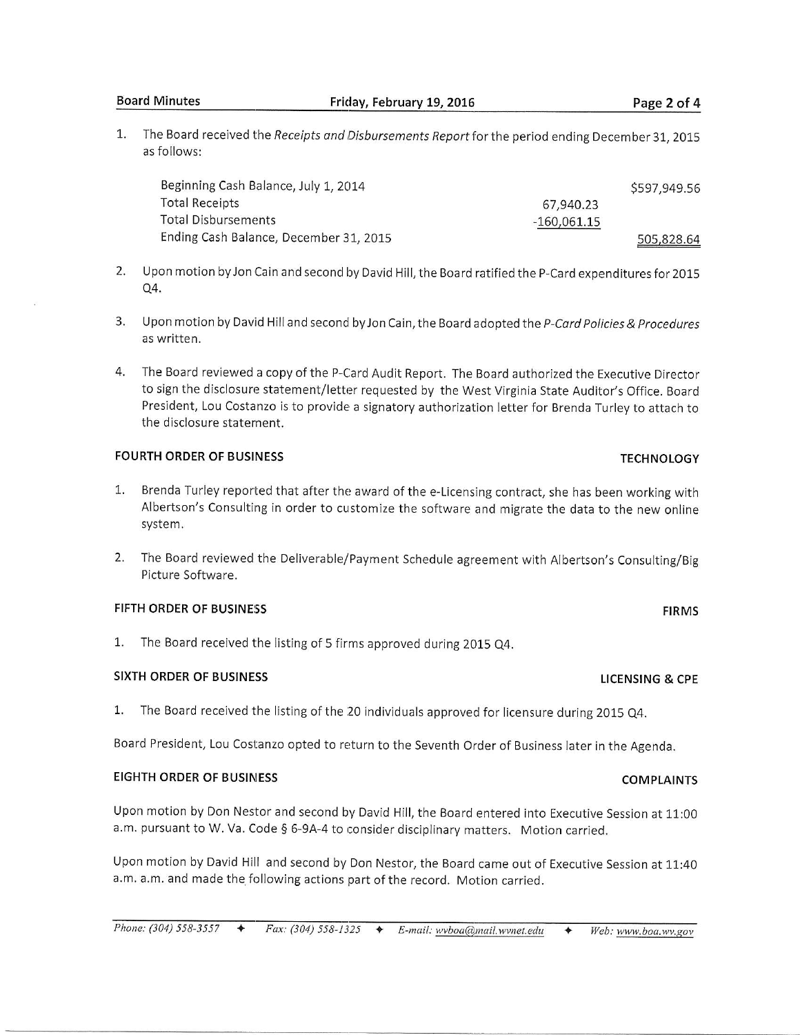1. The Board received the *Receipts and Disbursements Report* for the period ending December 31, 2015 as follows:

| | | |
|---|---|---|
| Beginning Cash Balance, July 1, 2014 | | $597,949.56 |
| Total Receipts | 67,940.23 | |
| Total Disbursements | -160,061.15 | |
| Ending Cash Balance, December 31, 2015 | | 505,828.64 |

2. Upon motion by Jon Cain and second by David Hill, the Board ratified the P-Card expenditures for 2015 Q4.

3. Upon motion by David Hill and second by Jon Cain, the Board adopted the *P-Card Policies & Procedures* as written.

4. The Board reviewed a copy of the P-Card Audit Report. The Board authorized the Executive Director to sign the disclosure statement/letter requested by the West Virginia State Auditor's Office. Board President, Lou Costanzo is to provide a signatory authorization letter for Brenda Turley to attach to the disclosure statement.

## FOURTH ORDER OF BUSINESS — TECHNOLOGY

1. Brenda Turley reported that after the award of the e-Licensing contract, she has been working with Albertson's Consulting in order to customize the software and migrate the data to the new online system.

2. The Board reviewed the Deliverable/Payment Schedule agreement with Albertson's Consulting/Big Picture Software.

## FIFTH ORDER OF BUSINESS — FIRMS

1. The Board received the listing of 5 firms approved during 2015 Q4.

## SIXTH ORDER OF BUSINESS — LICENSING & CPE

1. The Board received the listing of the 20 individuals approved for licensure during 2015 Q4.

Board President, Lou Costanzo opted to return to the Seventh Order of Business later in the Agenda.

## EIGHTH ORDER OF BUSINESS — COMPLAINTS

Upon motion by Don Nestor and second by David Hill, the Board entered into Executive Session at 11:00 a.m. pursuant to W. Va. Code § 6-9A-4 to consider disciplinary matters. Motion carried.

Upon motion by David Hill and second by Don Nestor, the Board came out of Executive Session at 11:40 a.m. a.m. and made the following actions part of the record. Motion carried.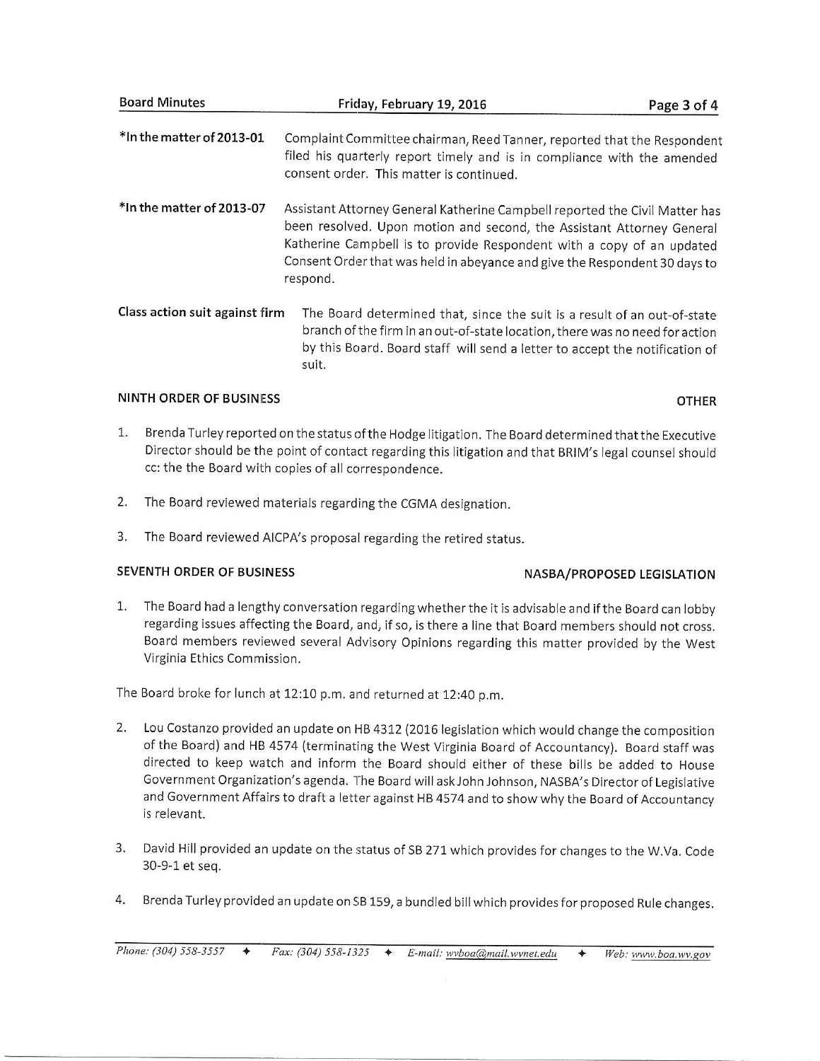**\*In the matter of 2013-01** Complaint Committee chairman, Reed Tanner, reported that the Respondent filed his quarterly report timely and is in compliance with the amended consent order. This matter is continued.

**\*In the matter of 2013-07** Assistant Attorney General Katherine Campbell reported the Civil Matter has been resolved. Upon motion and second, the Assistant Attorney General Katherine Campbell is to provide Respondent with a copy of an updated Consent Order that was held in abeyance and give the Respondent 30 days to respond.

**Class action suit against firm** The Board determined that, since the suit is a result of an out-of-state branch of the firm in an out-of-state location, there was no need for action by this Board. Board staff will send a letter to accept the notification of suit.

## NINTH ORDER OF BUSINESS — OTHER

1. Brenda Turley reported on the status of the Hodge litigation. The Board determined that the Executive Director should be the point of contact regarding this litigation and that BRIM's legal counsel should cc: the the Board with copies of all correspondence.

2. The Board reviewed materials regarding the CGMA designation.

3. The Board reviewed AICPA's proposal regarding the retired status.

## SEVENTH ORDER OF BUSINESS — NASBA/PROPOSED LEGISLATION

1. The Board had a lengthy conversation regarding whether the it is advisable and if the Board can lobby regarding issues affecting the Board, and, if so, is there a line that Board members should not cross. Board members reviewed several Advisory Opinions regarding this matter provided by the West Virginia Ethics Commission.

The Board broke for lunch at 12:10 p.m. and returned at 12:40 p.m.

2. Lou Costanzo provided an update on HB 4312 (2016 legislation which would change the composition of the Board) and HB 4574 (terminating the West Virginia Board of Accountancy). Board staff was directed to keep watch and inform the Board should either of these bills be added to House Government Organization's agenda. The Board will ask John Johnson, NASBA's Director of Legislative and Government Affairs to draft a letter against HB 4574 and to show why the Board of Accountancy is relevant.

3. David Hill provided an update on the status of SB 271 which provides for changes to the W.Va. Code 30-9-1 et seq.

4. Brenda Turley provided an update on SB 159, a bundled bill which provides for proposed Rule changes.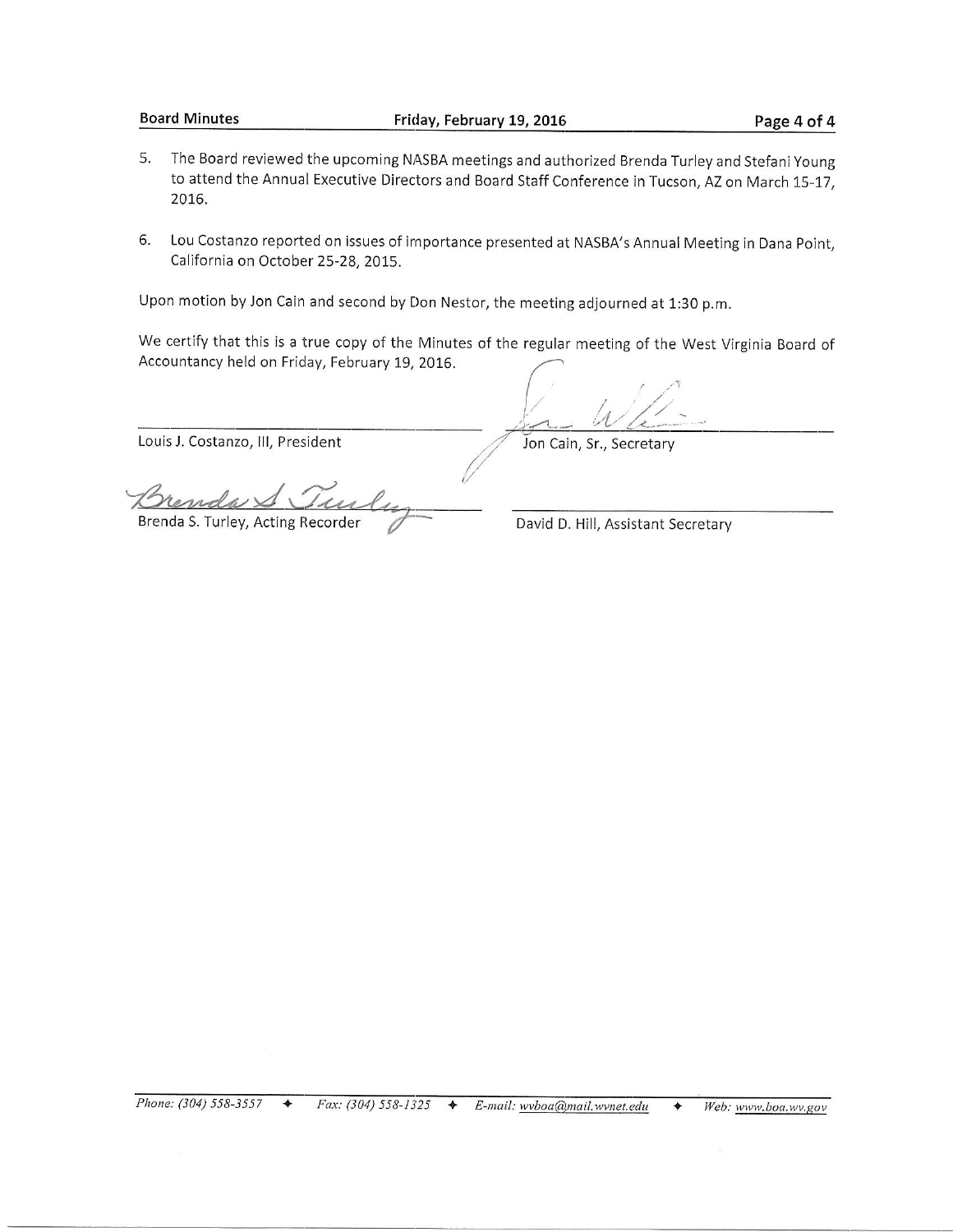5. The Board reviewed the upcoming NASBA meetings and authorized Brenda Turley and Stefani Young to attend the Annual Executive Directors and Board Staff Conference in Tucson, AZ on March 15-17, 2016.

6. Lou Costanzo reported on issues of importance presented at NASBA's Annual Meeting in Dana Point, California on October 25-28, 2015.

Upon motion by Jon Cain and second by Don Nestor, the meeting adjourned at 1:30 p.m.

We certify that this is a true copy of the Minutes of the regular meeting of the West Virginia Board of Accountancy held on Friday, February 19, 2016.

| | |
|---|---|
| Louis J. Costanzo, III, President | Jon Cain, Sr., Secretary |
| Brenda S. Turley, Acting Recorder | David D. Hill, Assistant Secretary |

*Phone: (304) 558-3557* ✦ *Fax: (304) 558-1325* ✦ *E-mail: wvboa@mail.wvnet.edu* ✦ *Web: www.boa.wv.gov*